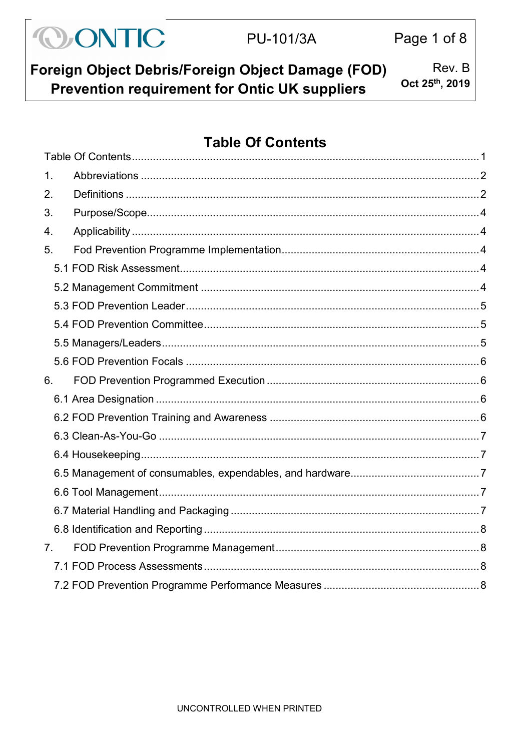# Foreign Object Debris/Foreign Object Damage (FOD) Prevention requirement for Ontic UK suppliers

PU-101/3A

Rev. B
Oct 25th, 2019

## Table Of Contents

Table Of Contents ..... 1

1. Abbreviations ..... 2
2. Definitions ..... 2
3. Purpose/Scope ..... 4
4. Applicability ..... 4
5. Fod Prevention Programme Implementation ..... 4
   - 5.1 FOD Risk Assessment ..... 4
   - 5.2 Management Commitment ..... 4
   - 5.3 FOD Prevention Leader ..... 5
   - 5.4 FOD Prevention Committee ..... 5
   - 5.5 Managers/Leaders ..... 5
   - 5.6 FOD Prevention Focals ..... 6
6. FOD Prevention Programmed Execution ..... 6
   - 6.1 Area Designation ..... 6
   - 6.2 FOD Prevention Training and Awareness ..... 6
   - 6.3 Clean-As-You-Go ..... 7
   - 6.4 Housekeeping ..... 7
   - 6.5 Management of consumables, expendables, and hardware ..... 7
   - 6.6 Tool Management ..... 7
   - 6.7 Material Handling and Packaging ..... 7
   - 6.8 Identification and Reporting ..... 8
7. FOD Prevention Programme Management ..... 8
   - 7.1 FOD Process Assessments ..... 8
   - 7.2 FOD Prevention Programme Performance Measures ..... 8

UNCONTROLLED WHEN PRINTED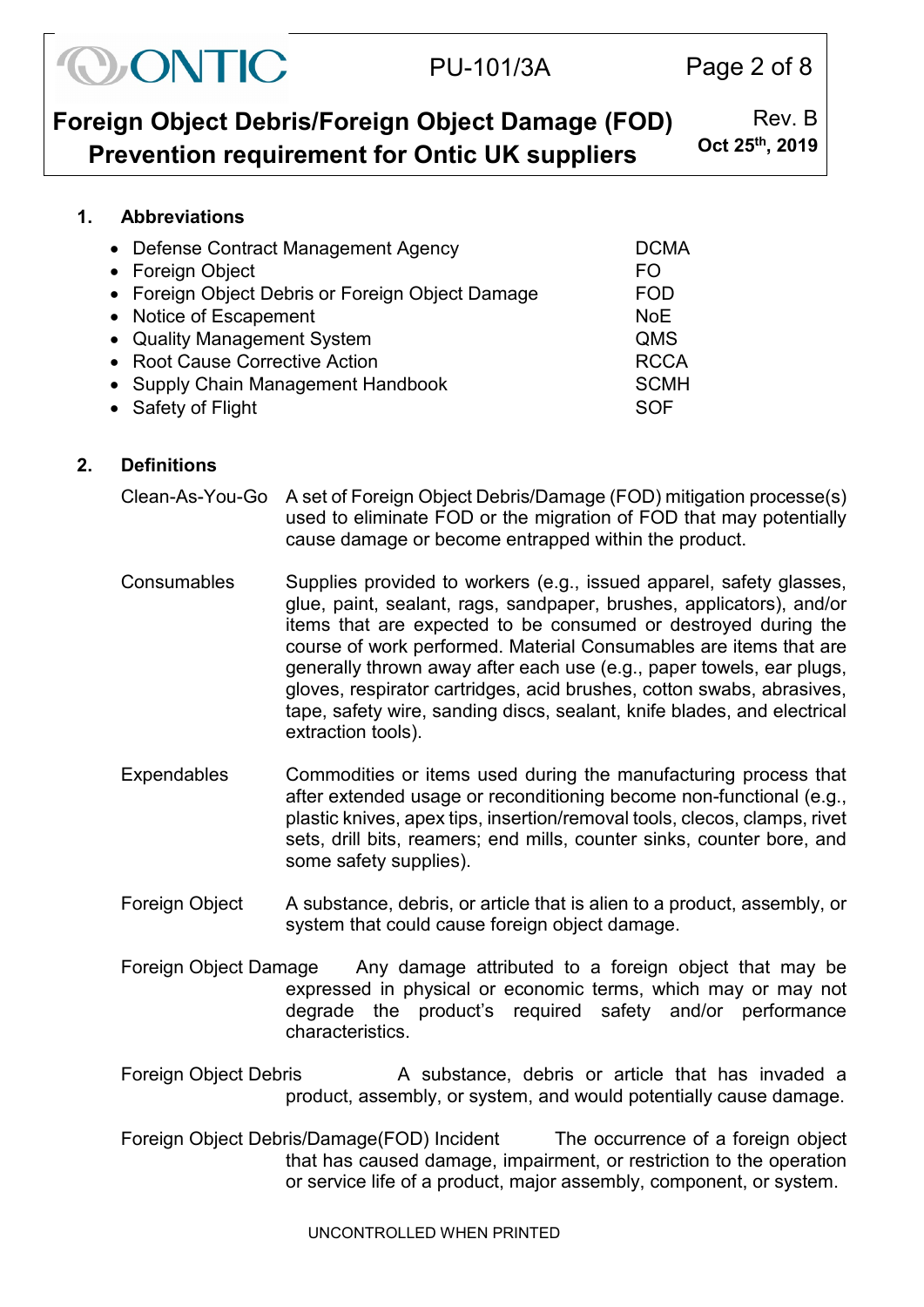## 1. Abbreviations

| | |
|---|---|
| Defense Contract Management Agency | DCMA |
| Foreign Object | FO |
| Foreign Object Debris or Foreign Object Damage | FOD |
| Notice of Escapement | NoE |
| Quality Management System | QMS |
| Root Cause Corrective Action | RCCA |
| Supply Chain Management Handbook | SCMH |
| Safety of Flight | SOF |

## 2. Definitions

**Clean-As-You-Go** A set of Foreign Object Debris/Damage (FOD) mitigation processe(s) used to eliminate FOD or the migration of FOD that may potentially cause damage or become entrapped within the product.

**Consumables** Supplies provided to workers (e.g., issued apparel, safety glasses, glue, paint, sealant, rags, sandpaper, brushes, applicators), and/or items that are expected to be consumed or destroyed during the course of work performed. Material Consumables are items that are generally thrown away after each use (e.g., paper towels, ear plugs, gloves, respirator cartridges, acid brushes, cotton swabs, abrasives, tape, safety wire, sanding discs, sealant, knife blades, and electrical extraction tools).

**Expendables** Commodities or items used during the manufacturing process that after extended usage or reconditioning become non-functional (e.g., plastic knives, apex tips, insertion/removal tools, clecos, clamps, rivet sets, drill bits, reamers; end mills, counter sinks, counter bore, and some safety supplies).

**Foreign Object** A substance, debris, or article that is alien to a product, assembly, or system that could cause foreign object damage.

**Foreign Object Damage** Any damage attributed to a foreign object that may be expressed in physical or economic terms, which may or may not degrade the product's required safety and/or performance characteristics.

**Foreign Object Debris** A substance, debris or article that has invaded a product, assembly, or system, and would potentially cause damage.

**Foreign Object Debris/Damage(FOD) Incident** The occurrence of a foreign object that has caused damage, impairment, or restriction to the operation or service life of a product, major assembly, component, or system.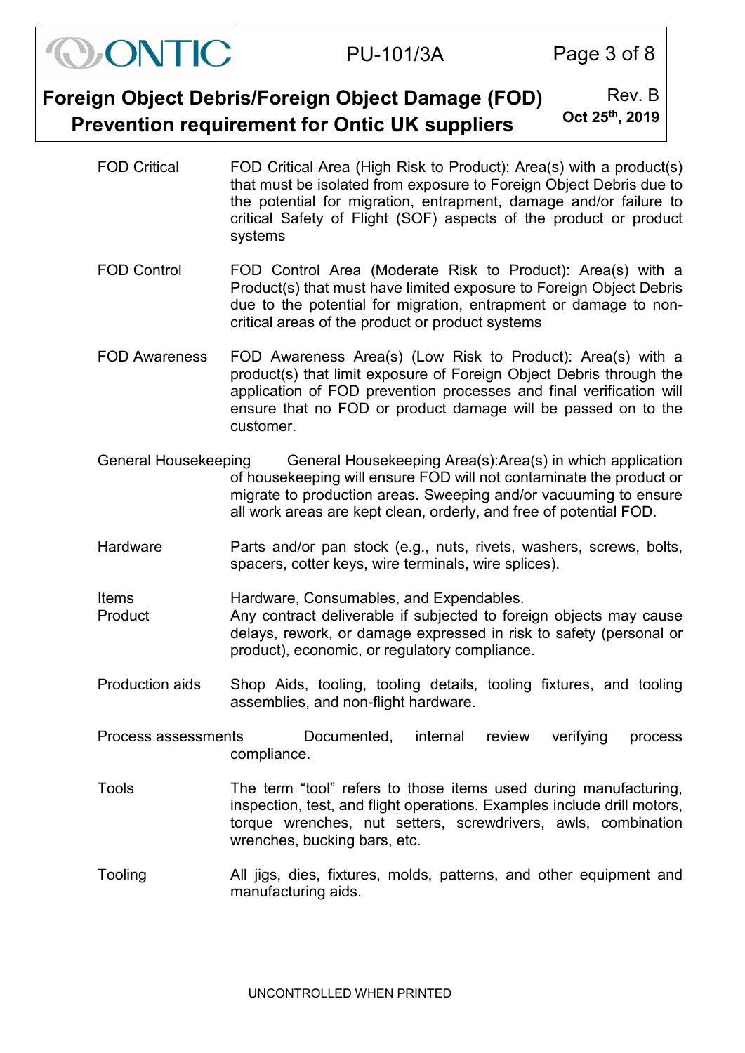| | |
|---|---|
| FOD Critical | FOD Critical Area (High Risk to Product): Area(s) with a product(s) that must be isolated from exposure to Foreign Object Debris due to the potential for migration, entrapment, damage and/or failure to critical Safety of Flight (SOF) aspects of the product or product systems |
| FOD Control | FOD Control Area (Moderate Risk to Product): Area(s) with a Product(s) that must have limited exposure to Foreign Object Debris due to the potential for migration, entrapment or damage to non-critical areas of the product or product systems |
| FOD Awareness | FOD Awareness Area(s) (Low Risk to Product): Area(s) with a product(s) that limit exposure of Foreign Object Debris through the application of FOD prevention processes and final verification will ensure that no FOD or product damage will be passed on to the customer. |
| General Housekeeping | General Housekeeping Area(s):Area(s) in which application of housekeeping will ensure FOD will not contaminate the product or migrate to production areas. Sweeping and/or vacuuming to ensure all work areas are kept clean, orderly, and free of potential FOD. |
| Hardware | Parts and/or pan stock (e.g., nuts, rivets, washers, screws, bolts, spacers, cotter keys, wire terminals, wire splices). |
| Items | Hardware, Consumables, and Expendables. |
| Product | Any contract deliverable if subjected to foreign objects may cause delays, rework, or damage expressed in risk to safety (personal or product), economic, or regulatory compliance. |
| Production aids | Shop Aids, tooling, tooling details, tooling fixtures, and tooling assemblies, and non-flight hardware. |
| Process assessments | Documented, internal review verifying process compliance. |
| Tools | The term "tool" refers to those items used during manufacturing, inspection, test, and flight operations. Examples include drill motors, torque wrenches, nut setters, screwdrivers, awls, combination wrenches, bucking bars, etc. |
| Tooling | All jigs, dies, fixtures, molds, patterns, and other equipment and manufacturing aids. |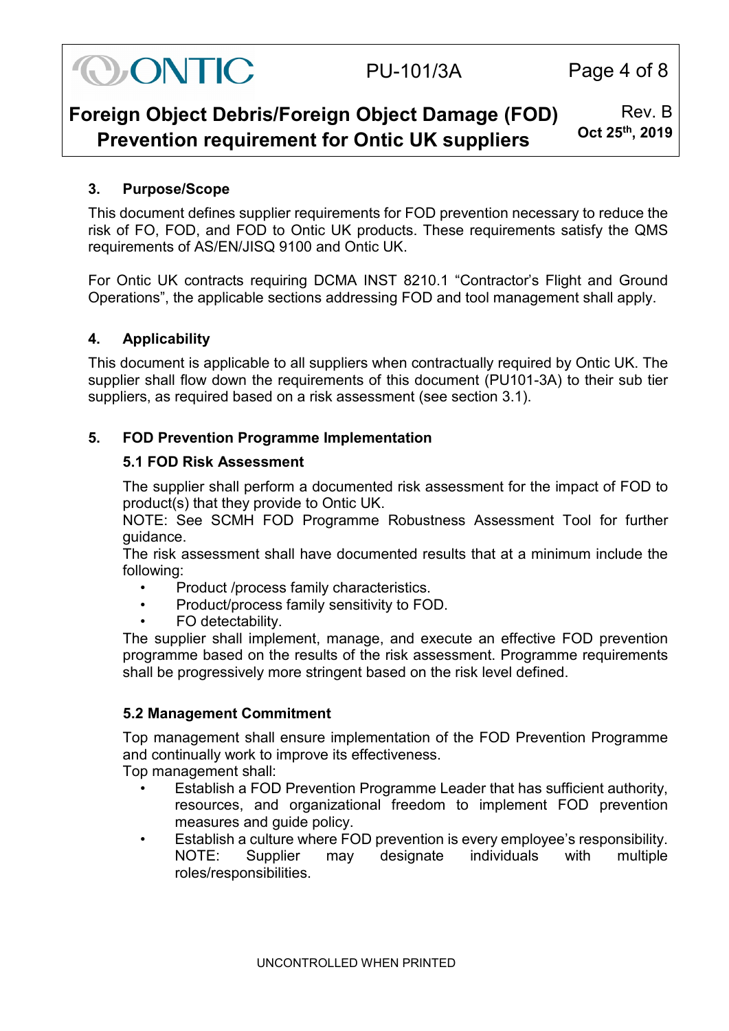## 3. Purpose/Scope

This document defines supplier requirements for FOD prevention necessary to reduce the risk of FO, FOD, and FOD to Ontic UK products. These requirements satisfy the QMS requirements of AS/EN/JISQ 9100 and Ontic UK.

For Ontic UK contracts requiring DCMA INST 8210.1 "Contractor's Flight and Ground Operations", the applicable sections addressing FOD and tool management shall apply.

## 4. Applicability

This document is applicable to all suppliers when contractually required by Ontic UK. The supplier shall flow down the requirements of this document (PU101-3A) to their sub tier suppliers, as required based on a risk assessment (see section 3.1).

## 5. FOD Prevention Programme Implementation

### 5.1 FOD Risk Assessment

The supplier shall perform a documented risk assessment for the impact of FOD to product(s) that they provide to Ontic UK.
NOTE: See SCMH FOD Programme Robustness Assessment Tool for further guidance.
The risk assessment shall have documented results that at a minimum include the following:

- Product /process family characteristics.
- Product/process family sensitivity to FOD.
- FO detectability.

The supplier shall implement, manage, and execute an effective FOD prevention programme based on the results of the risk assessment. Programme requirements shall be progressively more stringent based on the risk level defined.

### 5.2 Management Commitment

Top management shall ensure implementation of the FOD Prevention Programme and continually work to improve its effectiveness.
Top management shall:

- Establish a FOD Prevention Programme Leader that has sufficient authority, resources, and organizational freedom to implement FOD prevention measures and guide policy.
- Establish a culture where FOD prevention is every employee's responsibility.
  NOTE: Supplier may designate individuals with multiple roles/responsibilities.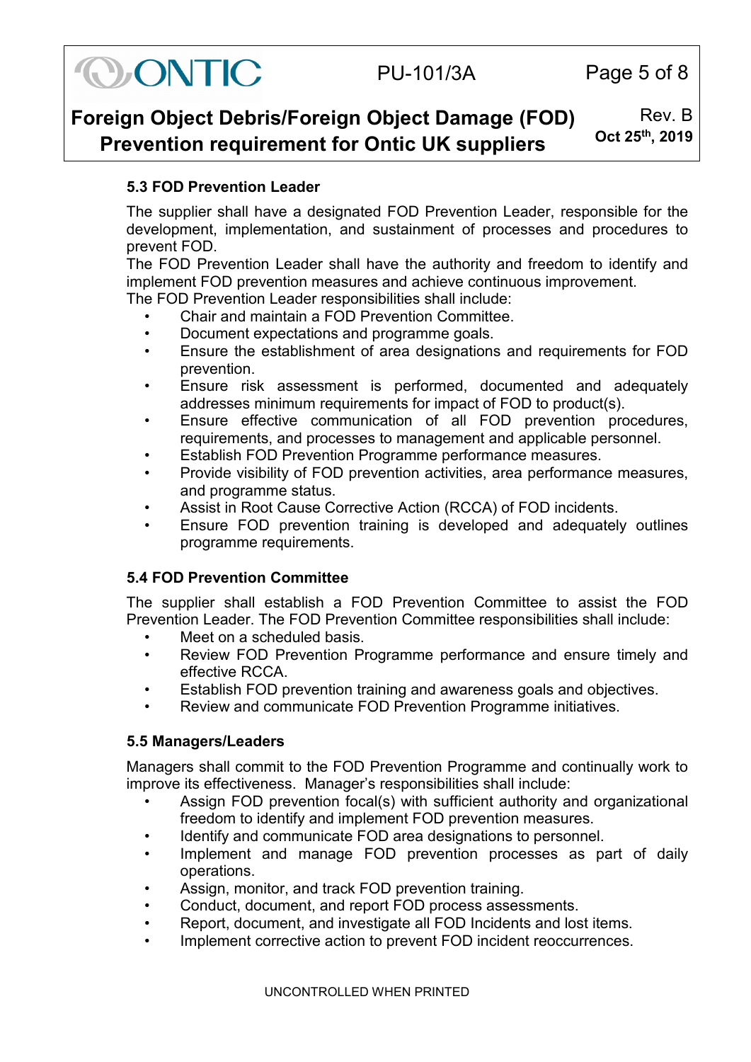### 5.3 FOD Prevention Leader

The supplier shall have a designated FOD Prevention Leader, responsible for the development, implementation, and sustainment of processes and procedures to prevent FOD.

The FOD Prevention Leader shall have the authority and freedom to identify and implement FOD prevention measures and achieve continuous improvement.

The FOD Prevention Leader responsibilities shall include:

- Chair and maintain a FOD Prevention Committee.
- Document expectations and programme goals.
- Ensure the establishment of area designations and requirements for FOD prevention.
- Ensure risk assessment is performed, documented and adequately addresses minimum requirements for impact of FOD to product(s).
- Ensure effective communication of all FOD prevention procedures, requirements, and processes to management and applicable personnel.
- Establish FOD Prevention Programme performance measures.
- Provide visibility of FOD prevention activities, area performance measures, and programme status.
- Assist in Root Cause Corrective Action (RCCA) of FOD incidents.
- Ensure FOD prevention training is developed and adequately outlines programme requirements.

### 5.4 FOD Prevention Committee

The supplier shall establish a FOD Prevention Committee to assist the FOD Prevention Leader. The FOD Prevention Committee responsibilities shall include:

- Meet on a scheduled basis.
- Review FOD Prevention Programme performance and ensure timely and effective RCCA.
- Establish FOD prevention training and awareness goals and objectives.
- Review and communicate FOD Prevention Programme initiatives.

### 5.5 Managers/Leaders

Managers shall commit to the FOD Prevention Programme and continually work to improve its effectiveness. Manager's responsibilities shall include:

- Assign FOD prevention focal(s) with sufficient authority and organizational freedom to identify and implement FOD prevention measures.
- Identify and communicate FOD area designations to personnel.
- Implement and manage FOD prevention processes as part of daily operations.
- Assign, monitor, and track FOD prevention training.
- Conduct, document, and report FOD process assessments.
- Report, document, and investigate all FOD Incidents and lost items.
- Implement corrective action to prevent FOD incident reoccurrences.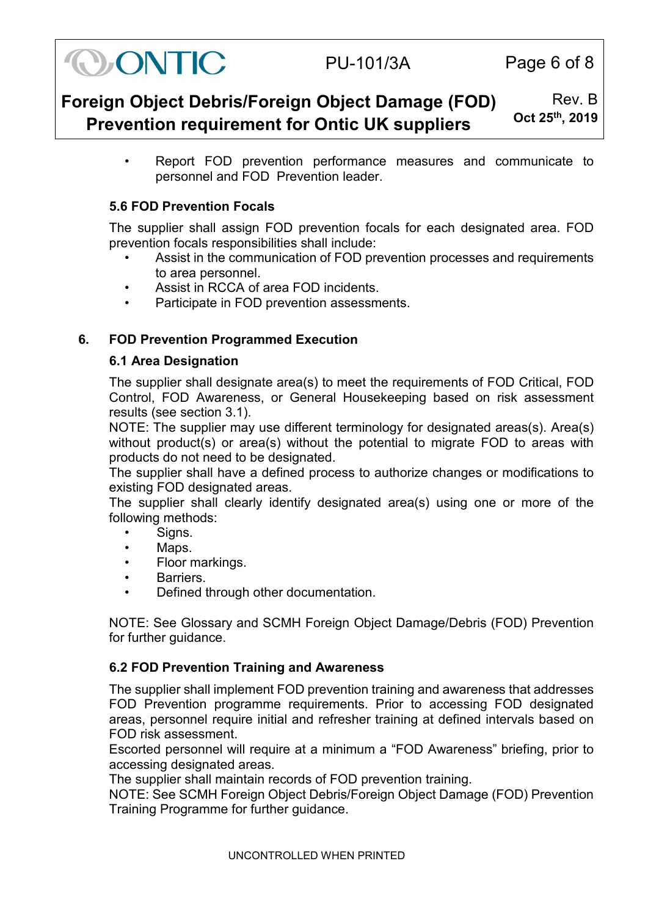- Report FOD prevention performance measures and communicate to personnel and FOD Prevention leader.

### 5.6 FOD Prevention Focals

The supplier shall assign FOD prevention focals for each designated area. FOD prevention focals responsibilities shall include:

- Assist in the communication of FOD prevention processes and requirements to area personnel.
- Assist in RCCA of area FOD incidents.
- Participate in FOD prevention assessments.

## 6. FOD Prevention Programmed Execution

### 6.1 Area Designation

The supplier shall designate area(s) to meet the requirements of FOD Critical, FOD Control, FOD Awareness, or General Housekeeping based on risk assessment results (see section 3.1).

NOTE: The supplier may use different terminology for designated areas(s). Area(s) without product(s) or area(s) without the potential to migrate FOD to areas with products do not need to be designated.

The supplier shall have a defined process to authorize changes or modifications to existing FOD designated areas.

The supplier shall clearly identify designated area(s) using one or more of the following methods:

- Signs.
- Maps.
- Floor markings.
- Barriers.
- Defined through other documentation.

NOTE: See Glossary and SCMH Foreign Object Damage/Debris (FOD) Prevention for further guidance.

### 6.2 FOD Prevention Training and Awareness

The supplier shall implement FOD prevention training and awareness that addresses FOD Prevention programme requirements. Prior to accessing FOD designated areas, personnel require initial and refresher training at defined intervals based on FOD risk assessment.

Escorted personnel will require at a minimum a "FOD Awareness" briefing, prior to accessing designated areas.

The supplier shall maintain records of FOD prevention training.

NOTE: See SCMH Foreign Object Debris/Foreign Object Damage (FOD) Prevention Training Programme for further guidance.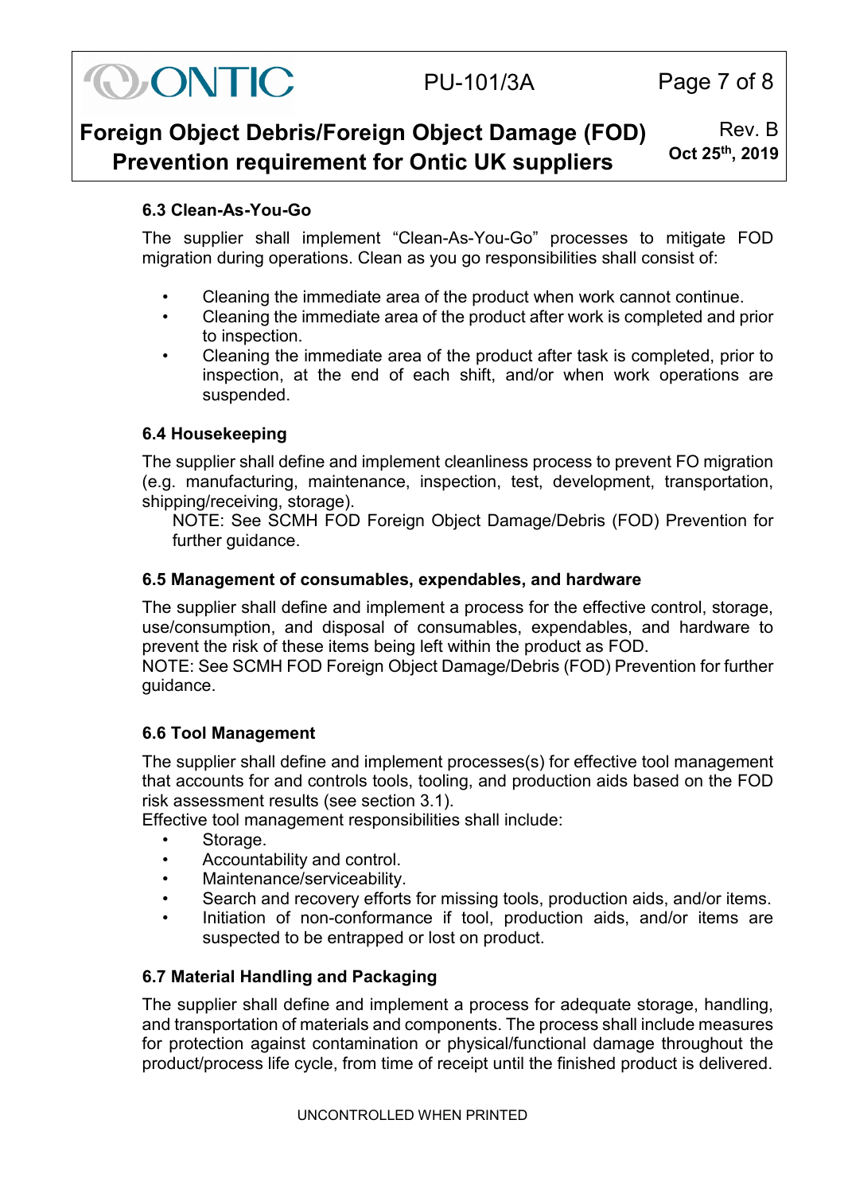### 6.3 Clean-As-You-Go

The supplier shall implement "Clean-As-You-Go" processes to mitigate FOD migration during operations. Clean as you go responsibilities shall consist of:

- Cleaning the immediate area of the product when work cannot continue.
- Cleaning the immediate area of the product after work is completed and prior to inspection.
- Cleaning the immediate area of the product after task is completed, prior to inspection, at the end of each shift, and/or when work operations are suspended.

### 6.4 Housekeeping

The supplier shall define and implement cleanliness process to prevent FO migration (e.g. manufacturing, maintenance, inspection, test, development, transportation, shipping/receiving, storage).

NOTE: See SCMH FOD Foreign Object Damage/Debris (FOD) Prevention for further guidance.

### 6.5 Management of consumables, expendables, and hardware

The supplier shall define and implement a process for the effective control, storage, use/consumption, and disposal of consumables, expendables, and hardware to prevent the risk of these items being left within the product as FOD.

NOTE: See SCMH FOD Foreign Object Damage/Debris (FOD) Prevention for further guidance.

### 6.6 Tool Management

The supplier shall define and implement processes(s) for effective tool management that accounts for and controls tools, tooling, and production aids based on the FOD risk assessment results (see section 3.1).

Effective tool management responsibilities shall include:

- Storage.
- Accountability and control.
- Maintenance/serviceability.
- Search and recovery efforts for missing tools, production aids, and/or items.
- Initiation of non-conformance if tool, production aids, and/or items are suspected to be entrapped or lost on product.

### 6.7 Material Handling and Packaging

The supplier shall define and implement a process for adequate storage, handling, and transportation of materials and components. The process shall include measures for protection against contamination or physical/functional damage throughout the product/process life cycle, from time of receipt until the finished product is delivered.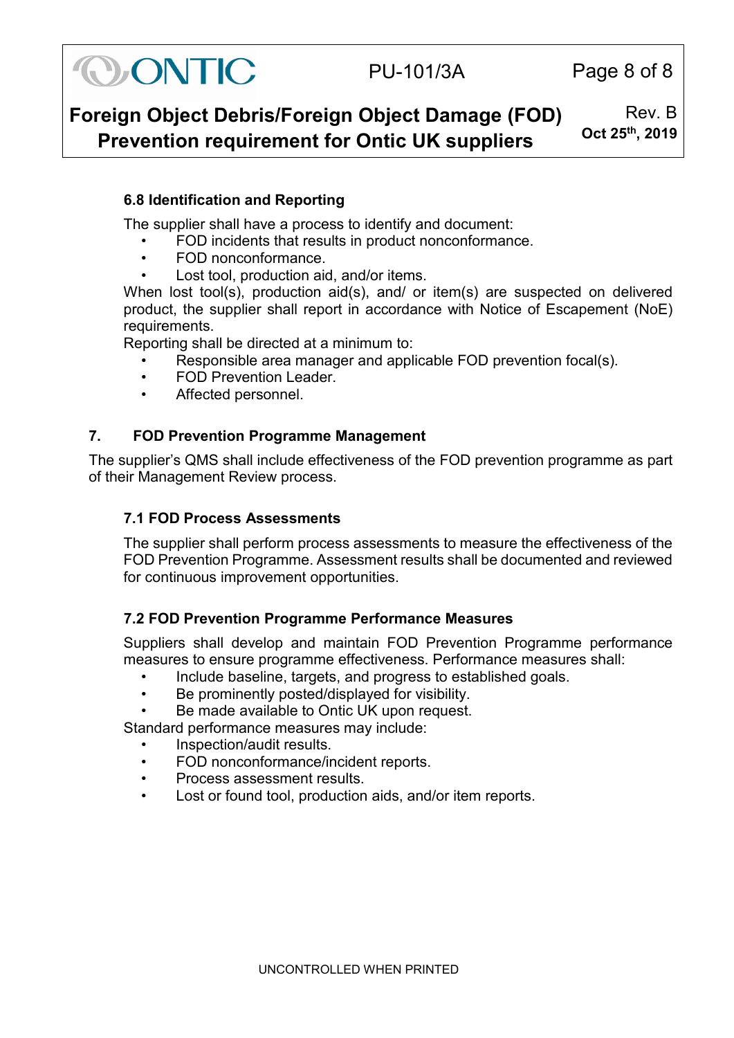### 6.8 Identification and Reporting

The supplier shall have a process to identify and document:

- FOD incidents that results in product nonconformance.
- FOD nonconformance.
- Lost tool, production aid, and/or items.

When lost tool(s), production aid(s), and/ or item(s) are suspected on delivered product, the supplier shall report in accordance with Notice of Escapement (NoE) requirements.

Reporting shall be directed at a minimum to:

- Responsible area manager and applicable FOD prevention focal(s).
- FOD Prevention Leader.
- Affected personnel.

## 7. FOD Prevention Programme Management

The supplier's QMS shall include effectiveness of the FOD prevention programme as part of their Management Review process.

### 7.1 FOD Process Assessments

The supplier shall perform process assessments to measure the effectiveness of the FOD Prevention Programme. Assessment results shall be documented and reviewed for continuous improvement opportunities.

### 7.2 FOD Prevention Programme Performance Measures

Suppliers shall develop and maintain FOD Prevention Programme performance measures to ensure programme effectiveness. Performance measures shall:

- Include baseline, targets, and progress to established goals.
- Be prominently posted/displayed for visibility.
- Be made available to Ontic UK upon request.

Standard performance measures may include:

- Inspection/audit results.
- FOD nonconformance/incident reports.
- Process assessment results.
- Lost or found tool, production aids, and/or item reports.